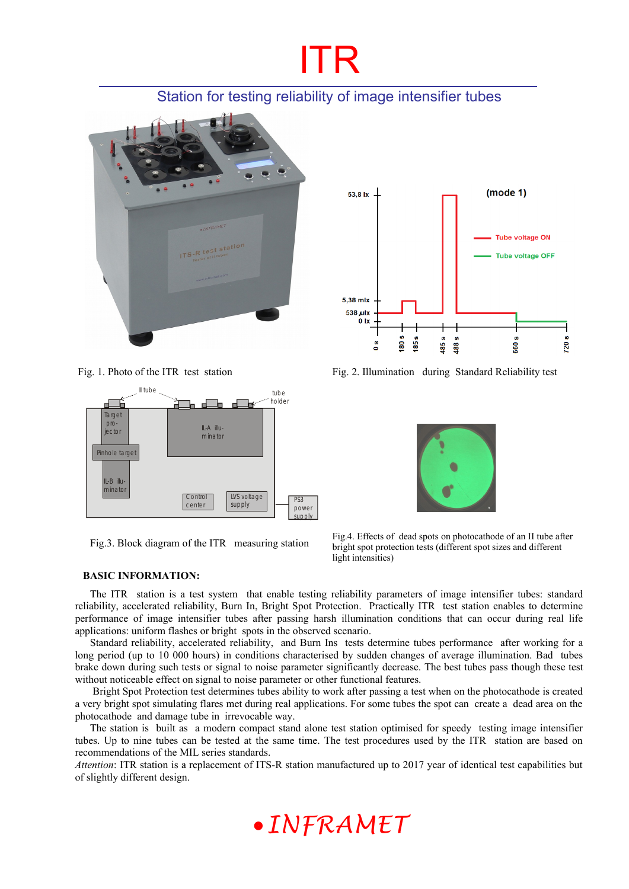# ITR

## Station for testing reliability of image intensifier tubes

Fig. 1. Photo of the ITR test station

Fig. 2. Illumination during Standard Reliability test

Fig.3. Block diagram of the ITR measuring station

Fig.4. Effects of dead spots on photocathode of an II tube after bright spot protection tests (different spot sizes and different light intensities)

**BASIC INFORMATION:**

The ITR station is a test system that enable testing reliability parameters of image intensifier tubes: standard reliability, accelerated reliability, Burn In, Bright Spot Protection. Practically ITR test station enables to determine performance of image intensifier tubes after passing harsh illumination conditions that can occur during real life applications: uniform flashes or bright spots in the observed scenario.

Standard reliability, accelerated reliability, and Burn Ins tests determine tubes performance after working for a long period (up to 10 000 hours) in conditions characterised by sudden changes of average illumination. Bad tubes brake down during such tests or signal to noise parameter significantly decrease. The best tubes pass though these test without noticeable effect on signal to noise parameter or other functional features.

Bright Spot Protection test determines tubes ability to work after passing a test when on the photocathode is created a very bright spot simulating flares met during real applications. For some tubes the spot can create a dead area on the photocathode and damage tube in irrevocable way.

The station is built as a modern compact stand alone test station optimised for speedy testing image intensifier tubes. Up to nine tubes can be tested at the same time. The test procedures used by the ITR station are based on recommendations of the MIL series standards.

*Attention*: ITR station is a replacement of ITS-R station manufactured up to 2017 year of identical test capabilities but of slightly different design.

•INFRAMET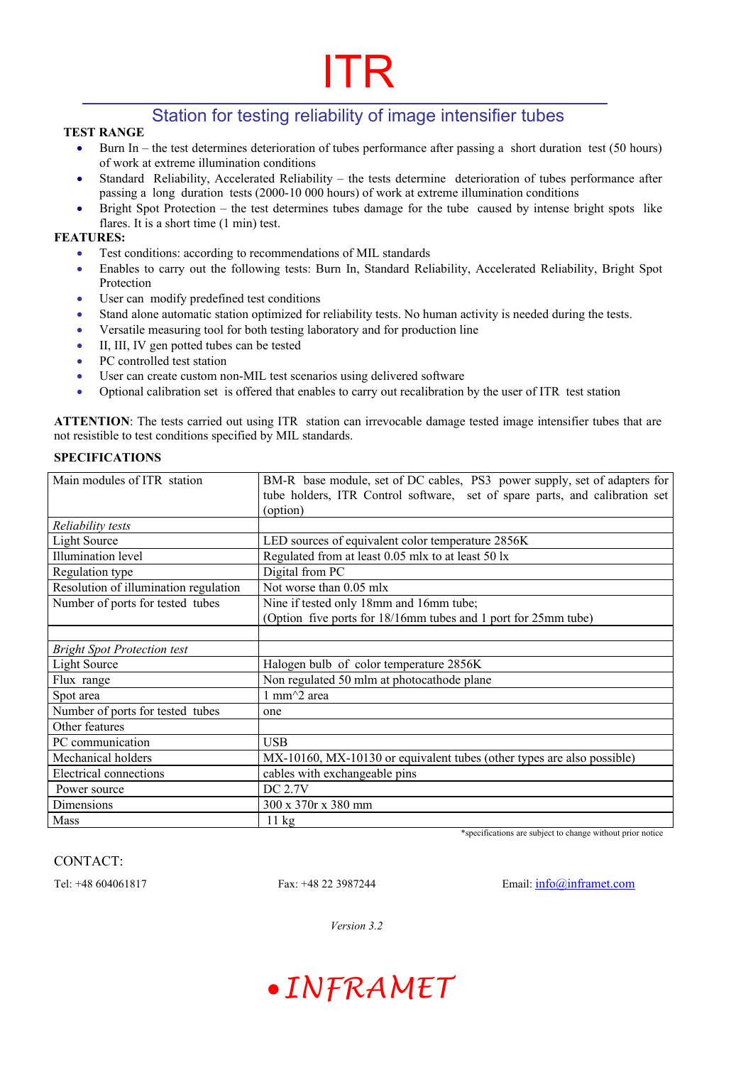# ITR

## Station for testing reliability of image intensifier tubes

**TEST RANGE**

- Burn In – the test determines deterioration of tubes performance after passing a short duration test (50 hours) of work at extreme illumination conditions
- Standard Reliability, Accelerated Reliability – the tests determine deterioration of tubes performance after passing a long duration tests (2000-10 000 hours) of work at extreme illumination conditions
- Bright Spot Protection – the test determines tubes damage for the tube caused by intense bright spots like flares. It is a short time (1 min) test.

**FEATURES:**

- Test conditions: according to recommendations of MIL standards
- Enables to carry out the following tests: Burn In, Standard Reliability, Accelerated Reliability, Bright Spot Protection
- User can modify predefined test conditions
- Stand alone automatic station optimized for reliability tests. No human activity is needed during the tests.
- Versatile measuring tool for both testing laboratory and for production line
- II, III, IV gen potted tubes can be tested
- PC controlled test station
- User can create custom non-MIL test scenarios using delivered software
- Optional calibration set is offered that enables to carry out recalibration by the user of ITR test station

**ATTENTION**: The tests carried out using ITR station can irrevocable damage tested image intensifier tubes that are not resistible to test conditions specified by MIL standards.

**SPECIFICATIONS**

| | |
|---|---|
| Main modules of ITR station | BM-R base module, set of DC cables, PS3 power supply, set of adapters for tube holders, ITR Control software, set of spare parts, and calibration set (option) |
| *Reliability tests* | |
| Light Source | LED sources of equivalent color temperature 2856K |
| Illumination level | Regulated from at least 0.05 mlx to at least 50 lx |
| Regulation type | Digital from PC |
| Resolution of illumination regulation | Not worse than 0.05 mlx |
| Number of ports for tested tubes | Nine if tested only 18mm and 16mm tube;<br>(Option five ports for 18/16mm tubes and 1 port for 25mm tube) |
| | |
| *Bright Spot Protection test* | |
| Light Source | Halogen bulb of color temperature 2856K |
| Flux range | Non regulated 50 mlm at photocathode plane |
| Spot area | 1 mm^2 area |
| Number of ports for tested tubes | one |
| Other features | |
| PC communication | USB |
| Mechanical holders | MX-10160, MX-10130 or equivalent tubes (other types are also possible) |
| Electrical connections | cables with exchangeable pins |
| Power source | DC 2.7V |
| Dimensions | 300 x 370r x 380 mm |
| Mass | 11 kg |

*specifications are subject to change without prior notice

CONTACT:

Tel: +48 604061817 Fax: +48 22 3987244 Email: info@inframet.com

*Version 3.2*

INFRAMET